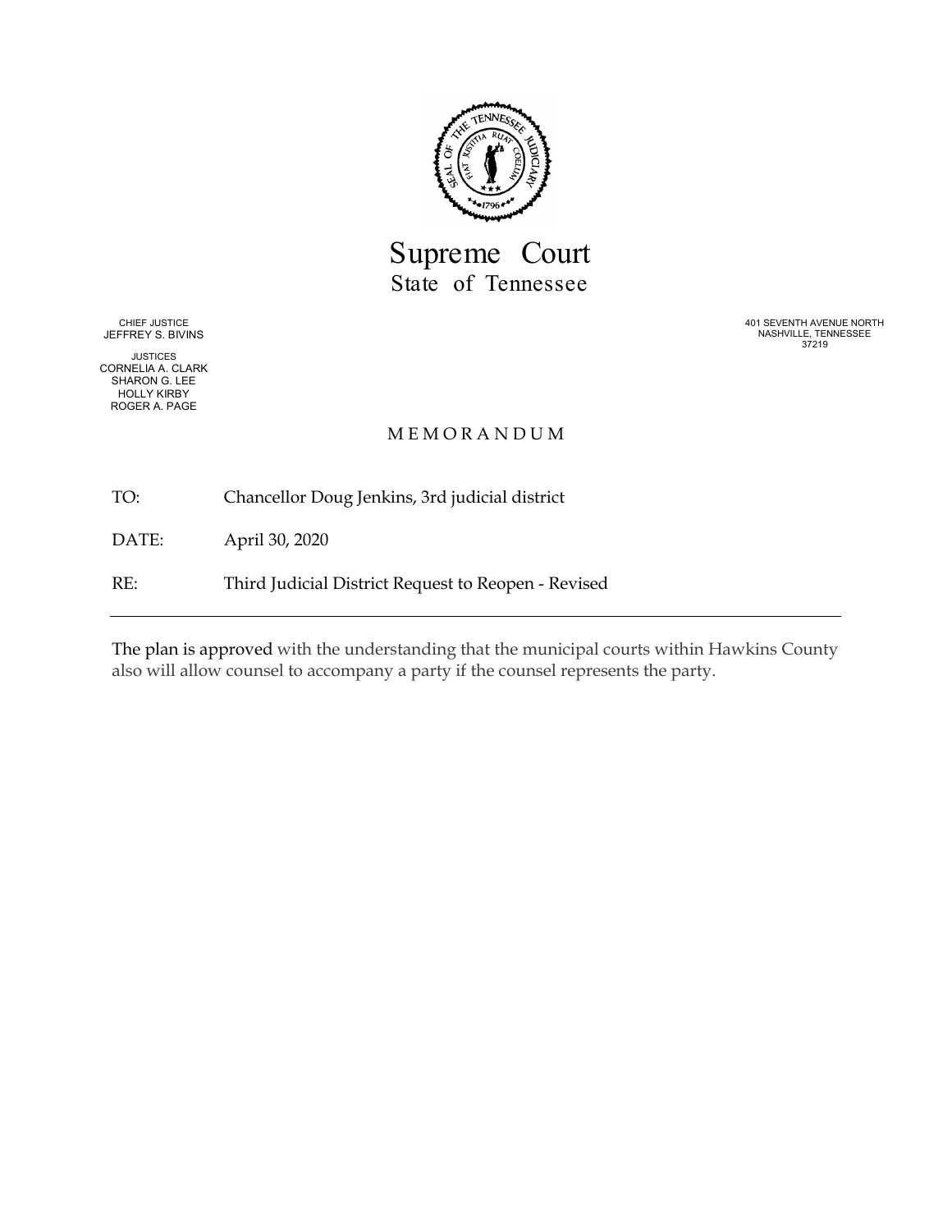# Supreme Court
## State of Tennessee

CHIEF JUSTICE
JEFFREY S. BIVINS

JUSTICES
CORNELIA A. CLARK
SHARON G. LEE
HOLLY KIRBY
ROGER A. PAGE

401 SEVENTH AVENUE NORTH
NASHVILLE, TENNESSEE
37219

M E M O R A N D U M

TO: Chancellor Doug Jenkins, 3rd judicial district

DATE: April 30, 2020

RE: Third Judicial District Request to Reopen - Revised

---

The plan is approved with the understanding that the municipal courts within Hawkins County also will allow counsel to accompany a party if the counsel represents the party.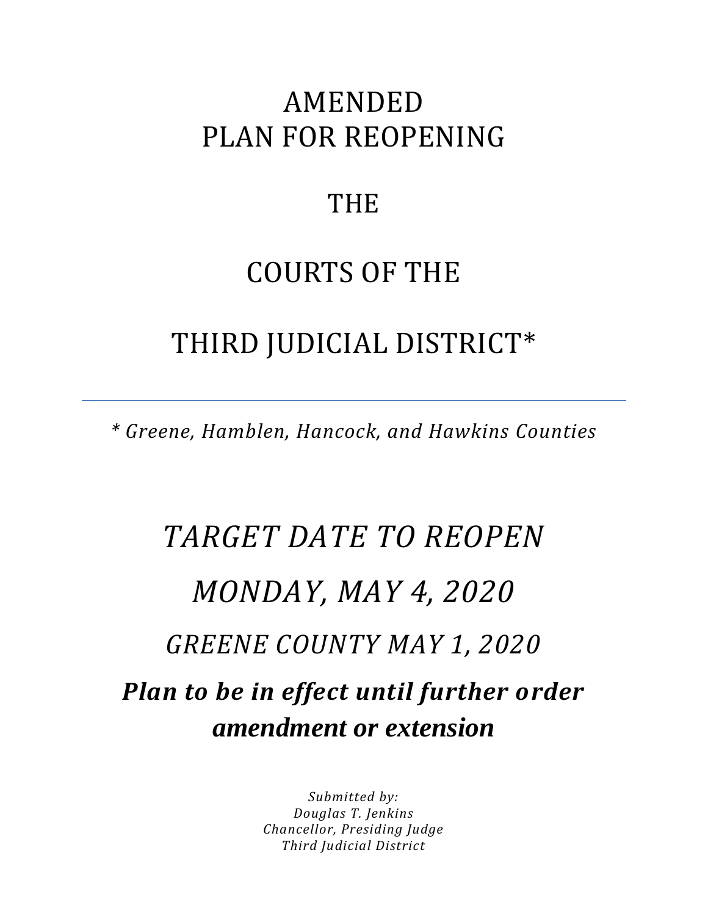# AMENDED
# PLAN FOR REOPENING

# THE

# COURTS OF THE

# THIRD JUDICIAL DISTRICT*

---

*\* Greene, Hamblen, Hancock, and Hawkins Counties*

## *TARGET DATE TO REOPEN*

## *MONDAY, MAY 4, 2020*

### *GREENE COUNTY MAY 1, 2020*

***Plan to be in effect until further order amendment or extension***

*Submitted by:*
*Douglas T. Jenkins*
*Chancellor, Presiding Judge*
*Third Judicial District*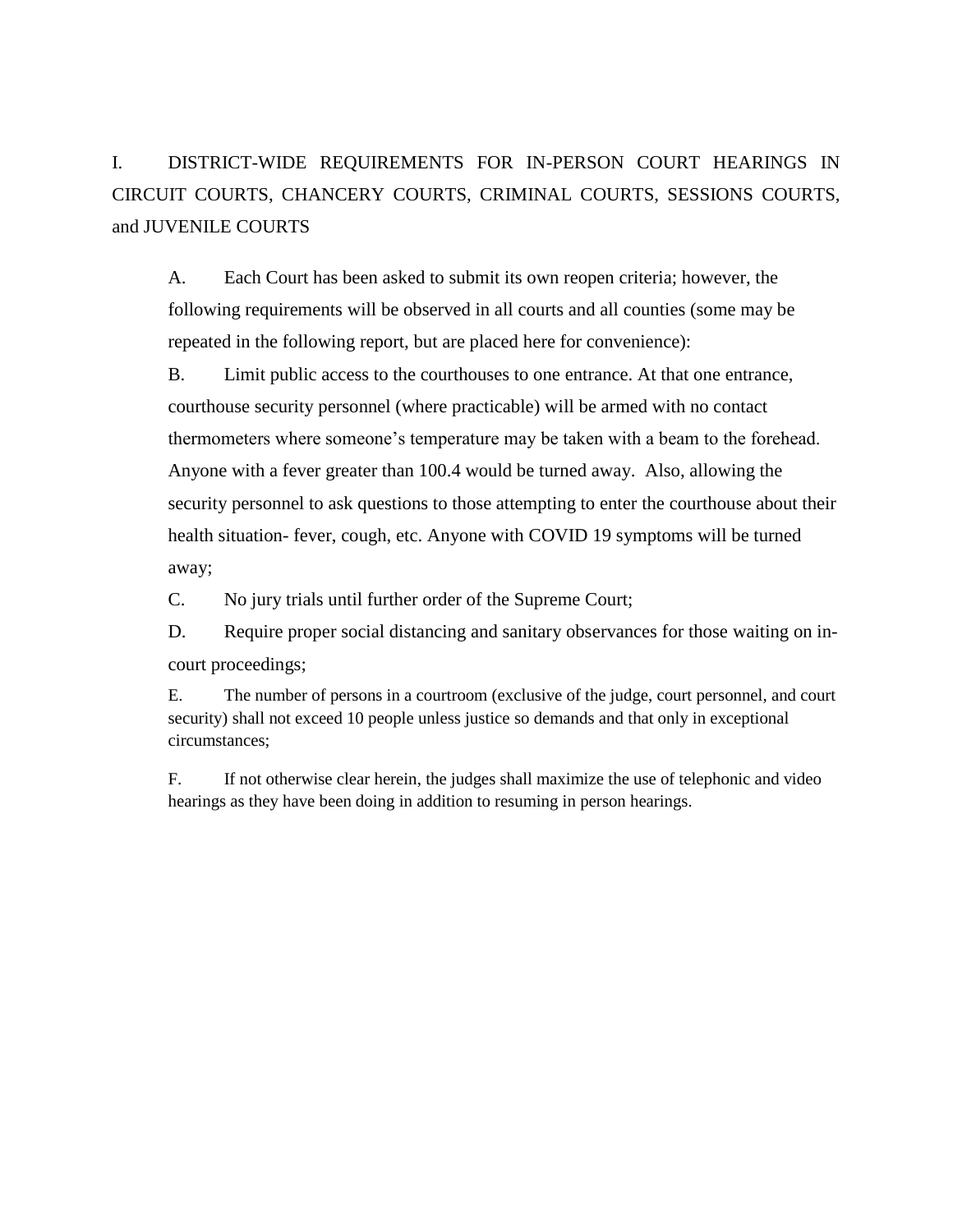## I. DISTRICT-WIDE REQUIREMENTS FOR IN-PERSON COURT HEARINGS IN CIRCUIT COURTS, CHANCERY COURTS, CRIMINAL COURTS, SESSIONS COURTS, and JUVENILE COURTS

A. Each Court has been asked to submit its own reopen criteria; however, the following requirements will be observed in all courts and all counties (some may be repeated in the following report, but are placed here for convenience):

B. Limit public access to the courthouses to one entrance. At that one entrance, courthouse security personnel (where practicable) will be armed with no contact thermometers where someone's temperature may be taken with a beam to the forehead. Anyone with a fever greater than 100.4 would be turned away. Also, allowing the security personnel to ask questions to those attempting to enter the courthouse about their health situation- fever, cough, etc. Anyone with COVID 19 symptoms will be turned away;

C. No jury trials until further order of the Supreme Court;

D. Require proper social distancing and sanitary observances for those waiting on in-court proceedings;

E. The number of persons in a courtroom (exclusive of the judge, court personnel, and court security) shall not exceed 10 people unless justice so demands and that only in exceptional circumstances;

F. If not otherwise clear herein, the judges shall maximize the use of telephonic and video hearings as they have been doing in addition to resuming in person hearings.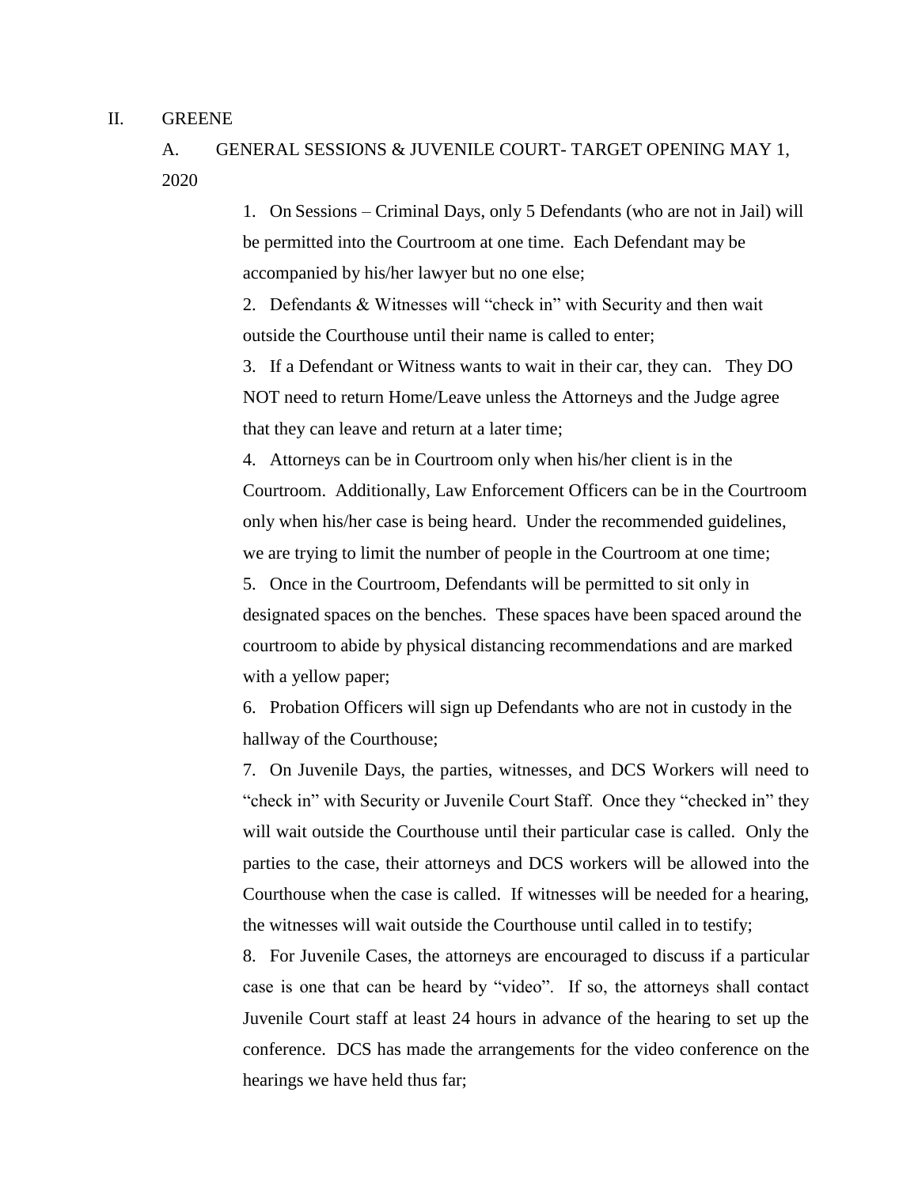## II. GREENE

### A. GENERAL SESSIONS & JUVENILE COURT- TARGET OPENING MAY 1, 2020

1. On Sessions – Criminal Days, only 5 Defendants (who are not in Jail) will be permitted into the Courtroom at one time. Each Defendant may be accompanied by his/her lawyer but no one else;
2. Defendants & Witnesses will "check in" with Security and then wait outside the Courthouse until their name is called to enter;
3. If a Defendant or Witness wants to wait in their car, they can. They DO NOT need to return Home/Leave unless the Attorneys and the Judge agree that they can leave and return at a later time;
4. Attorneys can be in Courtroom only when his/her client is in the Courtroom. Additionally, Law Enforcement Officers can be in the Courtroom only when his/her case is being heard. Under the recommended guidelines, we are trying to limit the number of people in the Courtroom at one time;
5. Once in the Courtroom, Defendants will be permitted to sit only in designated spaces on the benches. These spaces have been spaced around the courtroom to abide by physical distancing recommendations and are marked with a yellow paper;
6. Probation Officers will sign up Defendants who are not in custody in the hallway of the Courthouse;
7. On Juvenile Days, the parties, witnesses, and DCS Workers will need to "check in" with Security or Juvenile Court Staff. Once they "checked in" they will wait outside the Courthouse until their particular case is called. Only the parties to the case, their attorneys and DCS workers will be allowed into the Courthouse when the case is called. If witnesses will be needed for a hearing, the witnesses will wait outside the Courthouse until called in to testify;
8. For Juvenile Cases, the attorneys are encouraged to discuss if a particular case is one that can be heard by "video". If so, the attorneys shall contact Juvenile Court staff at least 24 hours in advance of the hearing to set up the conference. DCS has made the arrangements for the video conference on the hearings we have held thus far;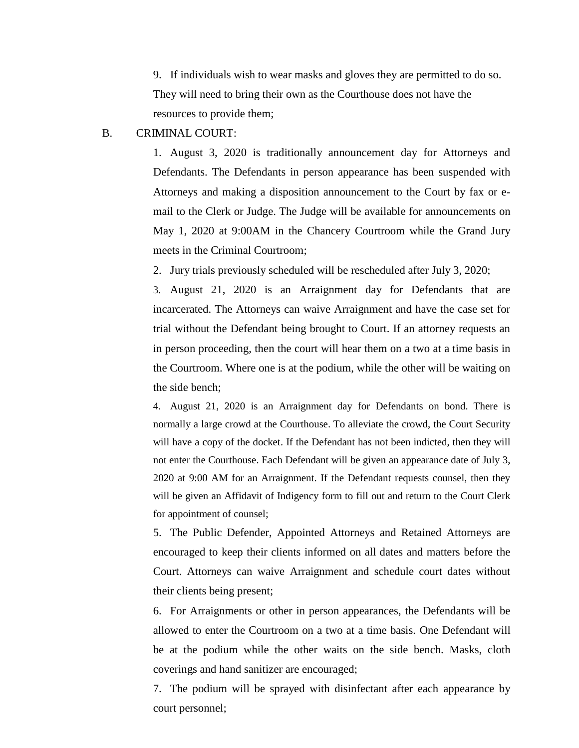9. If individuals wish to wear masks and gloves they are permitted to do so. They will need to bring their own as the Courthouse does not have the resources to provide them;

B. CRIMINAL COURT:

1. August 3, 2020 is traditionally announcement day for Attorneys and Defendants. The Defendants in person appearance has been suspended with Attorneys and making a disposition announcement to the Court by fax or e-mail to the Clerk or Judge. The Judge will be available for announcements on May 1, 2020 at 9:00AM in the Chancery Courtroom while the Grand Jury meets in the Criminal Courtroom;

2. Jury trials previously scheduled will be rescheduled after July 3, 2020;

3. August 21, 2020 is an Arraignment day for Defendants that are incarcerated. The Attorneys can waive Arraignment and have the case set for trial without the Defendant being brought to Court. If an attorney requests an in person proceeding, then the court will hear them on a two at a time basis in the Courtroom. Where one is at the podium, while the other will be waiting on the side bench;

4. August 21, 2020 is an Arraignment day for Defendants on bond. There is normally a large crowd at the Courthouse. To alleviate the crowd, the Court Security will have a copy of the docket. If the Defendant has not been indicted, then they will not enter the Courthouse. Each Defendant will be given an appearance date of July 3, 2020 at 9:00 AM for an Arraignment. If the Defendant requests counsel, then they will be given an Affidavit of Indigency form to fill out and return to the Court Clerk for appointment of counsel;

5. The Public Defender, Appointed Attorneys and Retained Attorneys are encouraged to keep their clients informed on all dates and matters before the Court. Attorneys can waive Arraignment and schedule court dates without their clients being present;

6. For Arraignments or other in person appearances, the Defendants will be allowed to enter the Courtroom on a two at a time basis. One Defendant will be at the podium while the other waits on the side bench. Masks, cloth coverings and hand sanitizer are encouraged;

7. The podium will be sprayed with disinfectant after each appearance by court personnel;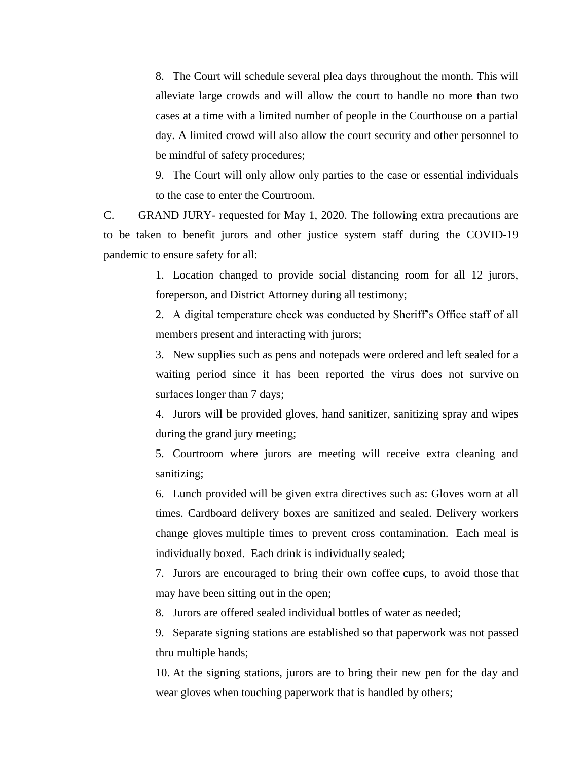8. The Court will schedule several plea days throughout the month. This will alleviate large crowds and will allow the court to handle no more than two cases at a time with a limited number of people in the Courthouse on a partial day. A limited crowd will also allow the court security and other personnel to be mindful of safety procedures;

9. The Court will only allow only parties to the case or essential individuals to the case to enter the Courtroom.

C. GRAND JURY- requested for May 1, 2020. The following extra precautions are to be taken to benefit jurors and other justice system staff during the COVID-19 pandemic to ensure safety for all:

1. Location changed to provide social distancing room for all 12 jurors, foreperson, and District Attorney during all testimony;

2. A digital temperature check was conducted by Sheriff's Office staff of all members present and interacting with jurors;

3. New supplies such as pens and notepads were ordered and left sealed for a waiting period since it has been reported the virus does not survive on surfaces longer than 7 days;

4. Jurors will be provided gloves, hand sanitizer, sanitizing spray and wipes during the grand jury meeting;

5. Courtroom where jurors are meeting will receive extra cleaning and sanitizing;

6. Lunch provided will be given extra directives such as: Gloves worn at all times. Cardboard delivery boxes are sanitized and sealed. Delivery workers change gloves multiple times to prevent cross contamination. Each meal is individually boxed. Each drink is individually sealed;

7. Jurors are encouraged to bring their own coffee cups, to avoid those that may have been sitting out in the open;

8. Jurors are offered sealed individual bottles of water as needed;

9. Separate signing stations are established so that paperwork was not passed thru multiple hands;

10. At the signing stations, jurors are to bring their new pen for the day and wear gloves when touching paperwork that is handled by others;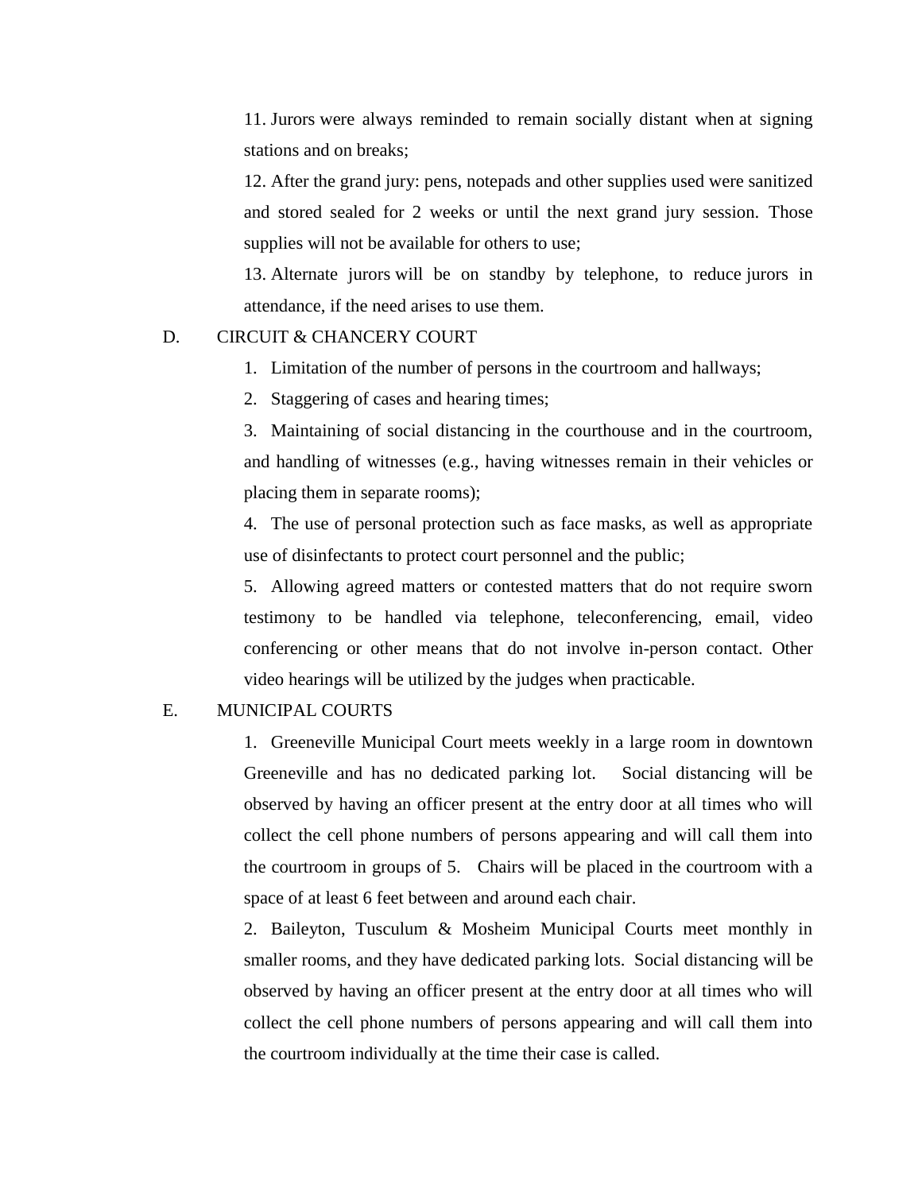11. Jurors were always reminded to remain socially distant when at signing stations and on breaks;

12. After the grand jury: pens, notepads and other supplies used were sanitized and stored sealed for 2 weeks or until the next grand jury session. Those supplies will not be available for others to use;

13. Alternate jurors will be on standby by telephone, to reduce jurors in attendance, if the need arises to use them.

D. CIRCUIT & CHANCERY COURT

1. Limitation of the number of persons in the courtroom and hallways;

2. Staggering of cases and hearing times;

3. Maintaining of social distancing in the courthouse and in the courtroom, and handling of witnesses (e.g., having witnesses remain in their vehicles or placing them in separate rooms);

4. The use of personal protection such as face masks, as well as appropriate use of disinfectants to protect court personnel and the public;

5. Allowing agreed matters or contested matters that do not require sworn testimony to be handled via telephone, teleconferencing, email, video conferencing or other means that do not involve in-person contact. Other video hearings will be utilized by the judges when practicable.

E. MUNICIPAL COURTS

1. Greeneville Municipal Court meets weekly in a large room in downtown Greeneville and has no dedicated parking lot. Social distancing will be observed by having an officer present at the entry door at all times who will collect the cell phone numbers of persons appearing and will call them into the courtroom in groups of 5. Chairs will be placed in the courtroom with a space of at least 6 feet between and around each chair.

2. Baileyton, Tusculum & Mosheim Municipal Courts meet monthly in smaller rooms, and they have dedicated parking lots. Social distancing will be observed by having an officer present at the entry door at all times who will collect the cell phone numbers of persons appearing and will call them into the courtroom individually at the time their case is called.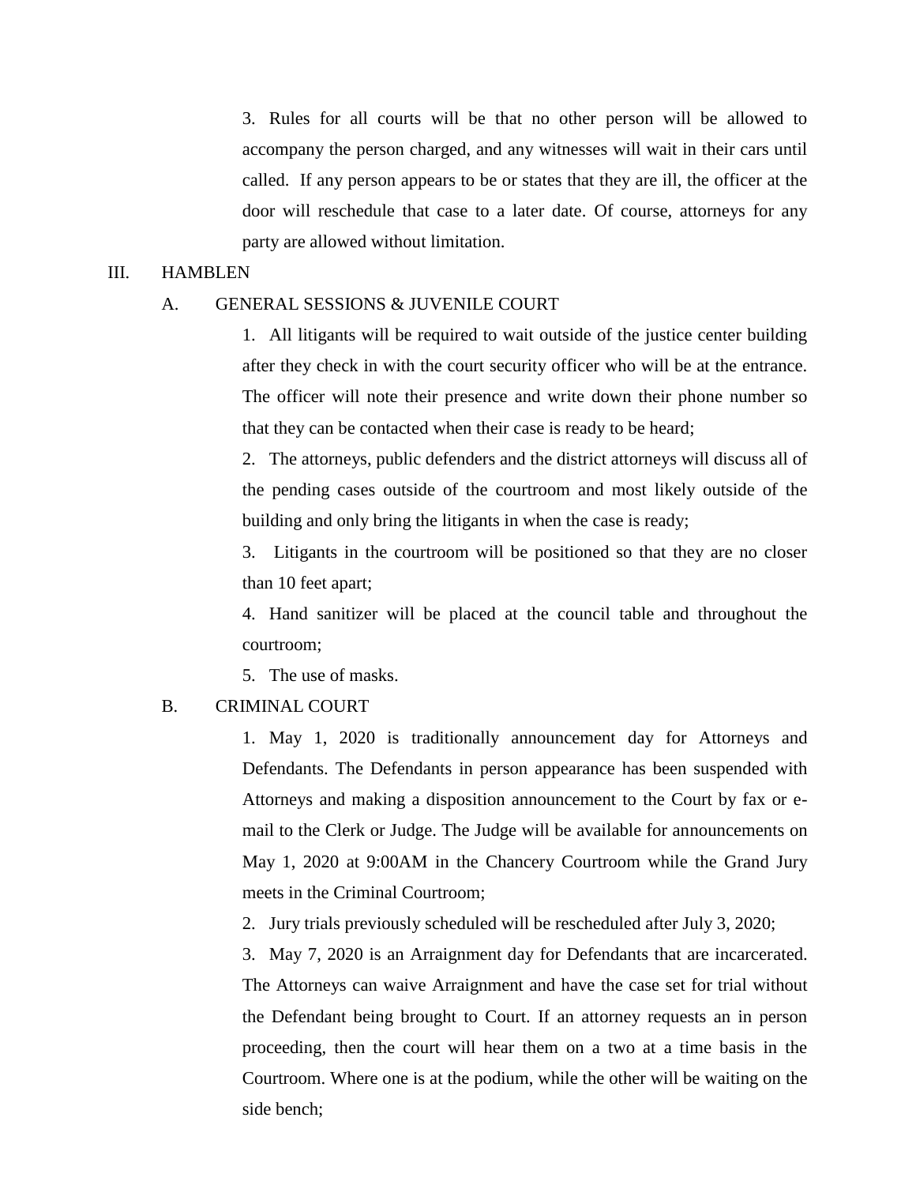3. Rules for all courts will be that no other person will be allowed to accompany the person charged, and any witnesses will wait in their cars until called. If any person appears to be or states that they are ill, the officer at the door will reschedule that case to a later date. Of course, attorneys for any party are allowed without limitation.

III. HAMBLEN

A. GENERAL SESSIONS & JUVENILE COURT

1. All litigants will be required to wait outside of the justice center building after they check in with the court security officer who will be at the entrance. The officer will note their presence and write down their phone number so that they can be contacted when their case is ready to be heard;

2. The attorneys, public defenders and the district attorneys will discuss all of the pending cases outside of the courtroom and most likely outside of the building and only bring the litigants in when the case is ready;

3. Litigants in the courtroom will be positioned so that they are no closer than 10 feet apart;

4. Hand sanitizer will be placed at the council table and throughout the courtroom;

5. The use of masks.

B. CRIMINAL COURT

1. May 1, 2020 is traditionally announcement day for Attorneys and Defendants. The Defendants in person appearance has been suspended with Attorneys and making a disposition announcement to the Court by fax or e-mail to the Clerk or Judge. The Judge will be available for announcements on May 1, 2020 at 9:00AM in the Chancery Courtroom while the Grand Jury meets in the Criminal Courtroom;

2. Jury trials previously scheduled will be rescheduled after July 3, 2020;

3. May 7, 2020 is an Arraignment day for Defendants that are incarcerated. The Attorneys can waive Arraignment and have the case set for trial without the Defendant being brought to Court. If an attorney requests an in person proceeding, then the court will hear them on a two at a time basis in the Courtroom. Where one is at the podium, while the other will be waiting on the side bench;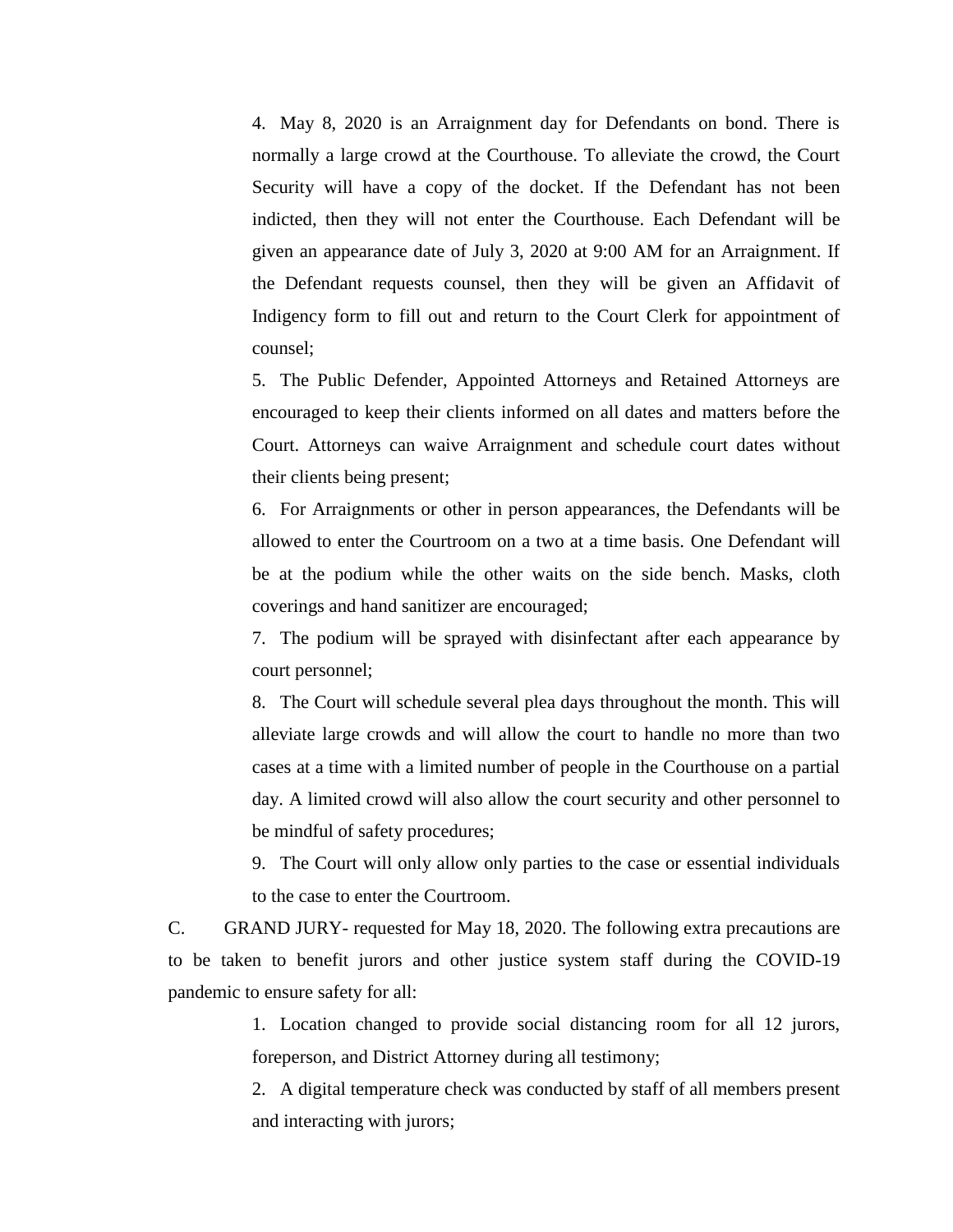4. May 8, 2020 is an Arraignment day for Defendants on bond. There is normally a large crowd at the Courthouse. To alleviate the crowd, the Court Security will have a copy of the docket. If the Defendant has not been indicted, then they will not enter the Courthouse. Each Defendant will be given an appearance date of July 3, 2020 at 9:00 AM for an Arraignment. If the Defendant requests counsel, then they will be given an Affidavit of Indigency form to fill out and return to the Court Clerk for appointment of counsel;

5. The Public Defender, Appointed Attorneys and Retained Attorneys are encouraged to keep their clients informed on all dates and matters before the Court. Attorneys can waive Arraignment and schedule court dates without their clients being present;

6. For Arraignments or other in person appearances, the Defendants will be allowed to enter the Courtroom on a two at a time basis. One Defendant will be at the podium while the other waits on the side bench. Masks, cloth coverings and hand sanitizer are encouraged;

7. The podium will be sprayed with disinfectant after each appearance by court personnel;

8. The Court will schedule several plea days throughout the month. This will alleviate large crowds and will allow the court to handle no more than two cases at a time with a limited number of people in the Courthouse on a partial day. A limited crowd will also allow the court security and other personnel to be mindful of safety procedures;

9. The Court will only allow only parties to the case or essential individuals to the case to enter the Courtroom.

C. GRAND JURY- requested for May 18, 2020. The following extra precautions are to be taken to benefit jurors and other justice system staff during the COVID-19 pandemic to ensure safety for all:

1. Location changed to provide social distancing room for all 12 jurors, foreperson, and District Attorney during all testimony;

2. A digital temperature check was conducted by staff of all members present and interacting with jurors;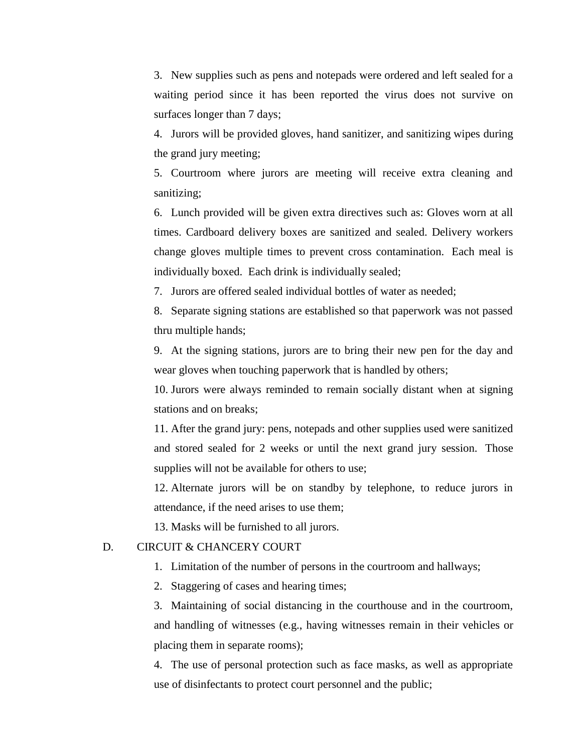3. New supplies such as pens and notepads were ordered and left sealed for a waiting period since it has been reported the virus does not survive on surfaces longer than 7 days;

4. Jurors will be provided gloves, hand sanitizer, and sanitizing wipes during the grand jury meeting;

5. Courtroom where jurors are meeting will receive extra cleaning and sanitizing;

6. Lunch provided will be given extra directives such as: Gloves worn at all times. Cardboard delivery boxes are sanitized and sealed. Delivery workers change gloves multiple times to prevent cross contamination. Each meal is individually boxed. Each drink is individually sealed;

7. Jurors are offered sealed individual bottles of water as needed;

8. Separate signing stations are established so that paperwork was not passed thru multiple hands;

9. At the signing stations, jurors are to bring their new pen for the day and wear gloves when touching paperwork that is handled by others;

10. Jurors were always reminded to remain socially distant when at signing stations and on breaks;

11. After the grand jury: pens, notepads and other supplies used were sanitized and stored sealed for 2 weeks or until the next grand jury session. Those supplies will not be available for others to use;

12. Alternate jurors will be on standby by telephone, to reduce jurors in attendance, if the need arises to use them;

13. Masks will be furnished to all jurors.

D. CIRCUIT & CHANCERY COURT

1. Limitation of the number of persons in the courtroom and hallways;

2. Staggering of cases and hearing times;

3. Maintaining of social distancing in the courthouse and in the courtroom, and handling of witnesses (e.g., having witnesses remain in their vehicles or placing them in separate rooms);

4. The use of personal protection such as face masks, as well as appropriate use of disinfectants to protect court personnel and the public;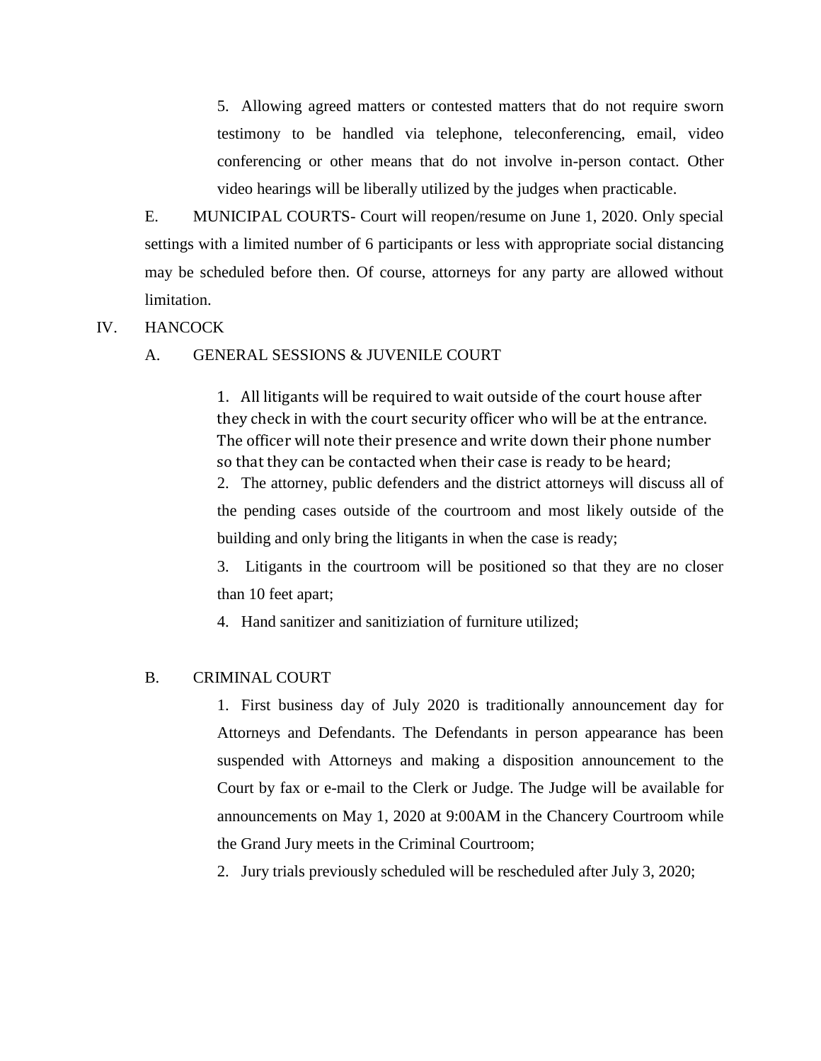5. Allowing agreed matters or contested matters that do not require sworn testimony to be handled via telephone, teleconferencing, email, video conferencing or other means that do not involve in-person contact. Other video hearings will be liberally utilized by the judges when practicable.

E. MUNICIPAL COURTS- Court will reopen/resume on June 1, 2020. Only special settings with a limited number of 6 participants or less with appropriate social distancing may be scheduled before then. Of course, attorneys for any party are allowed without limitation.

IV. HANCOCK

A. GENERAL SESSIONS & JUVENILE COURT

1. All litigants will be required to wait outside of the court house after they check in with the court security officer who will be at the entrance. The officer will note their presence and write down their phone number so that they can be contacted when their case is ready to be heard;

2. The attorney, public defenders and the district attorneys will discuss all of the pending cases outside of the courtroom and most likely outside of the building and only bring the litigants in when the case is ready;

3. Litigants in the courtroom will be positioned so that they are no closer than 10 feet apart;

4. Hand sanitizer and sanitiziation of furniture utilized;

B. CRIMINAL COURT

1. First business day of July 2020 is traditionally announcement day for Attorneys and Defendants. The Defendants in person appearance has been suspended with Attorneys and making a disposition announcement to the Court by fax or e-mail to the Clerk or Judge. The Judge will be available for announcements on May 1, 2020 at 9:00AM in the Chancery Courtroom while the Grand Jury meets in the Criminal Courtroom;

2. Jury trials previously scheduled will be rescheduled after July 3, 2020;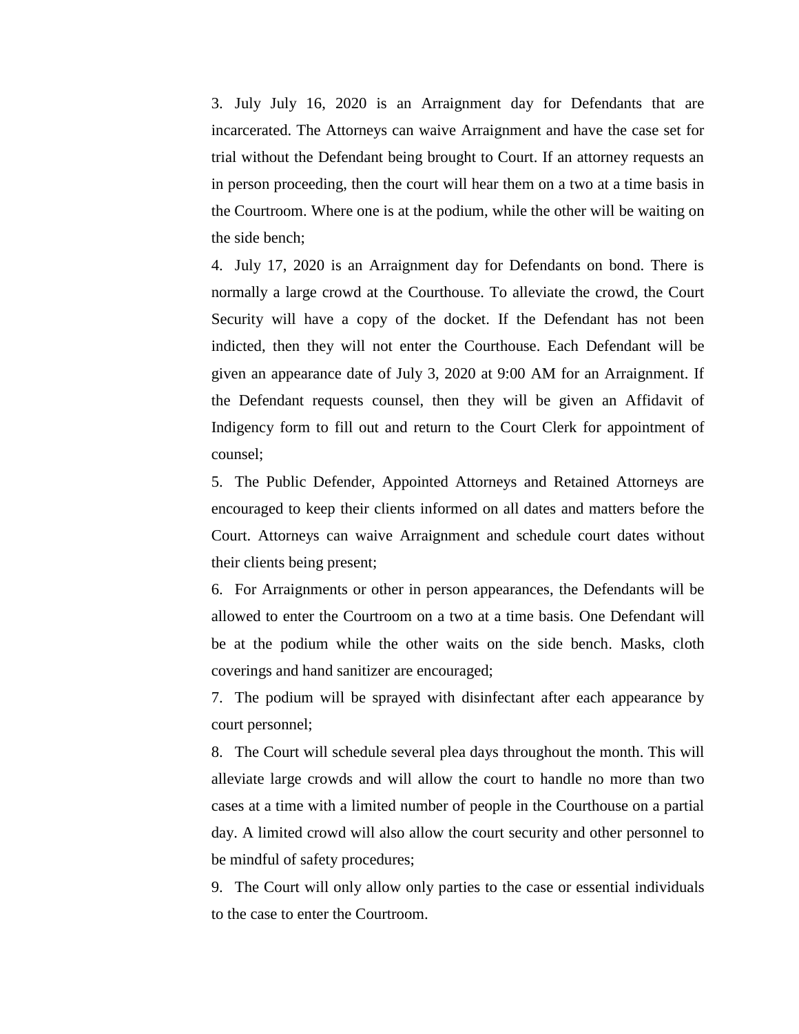3. July July 16, 2020 is an Arraignment day for Defendants that are incarcerated. The Attorneys can waive Arraignment and have the case set for trial without the Defendant being brought to Court. If an attorney requests an in person proceeding, then the court will hear them on a two at a time basis in the Courtroom. Where one is at the podium, while the other will be waiting on the side bench;

4. July 17, 2020 is an Arraignment day for Defendants on bond. There is normally a large crowd at the Courthouse. To alleviate the crowd, the Court Security will have a copy of the docket. If the Defendant has not been indicted, then they will not enter the Courthouse. Each Defendant will be given an appearance date of July 3, 2020 at 9:00 AM for an Arraignment. If the Defendant requests counsel, then they will be given an Affidavit of Indigency form to fill out and return to the Court Clerk for appointment of counsel;

5. The Public Defender, Appointed Attorneys and Retained Attorneys are encouraged to keep their clients informed on all dates and matters before the Court. Attorneys can waive Arraignment and schedule court dates without their clients being present;

6. For Arraignments or other in person appearances, the Defendants will be allowed to enter the Courtroom on a two at a time basis. One Defendant will be at the podium while the other waits on the side bench. Masks, cloth coverings and hand sanitizer are encouraged;

7. The podium will be sprayed with disinfectant after each appearance by court personnel;

8. The Court will schedule several plea days throughout the month. This will alleviate large crowds and will allow the court to handle no more than two cases at a time with a limited number of people in the Courthouse on a partial day. A limited crowd will also allow the court security and other personnel to be mindful of safety procedures;

9. The Court will only allow only parties to the case or essential individuals to the case to enter the Courtroom.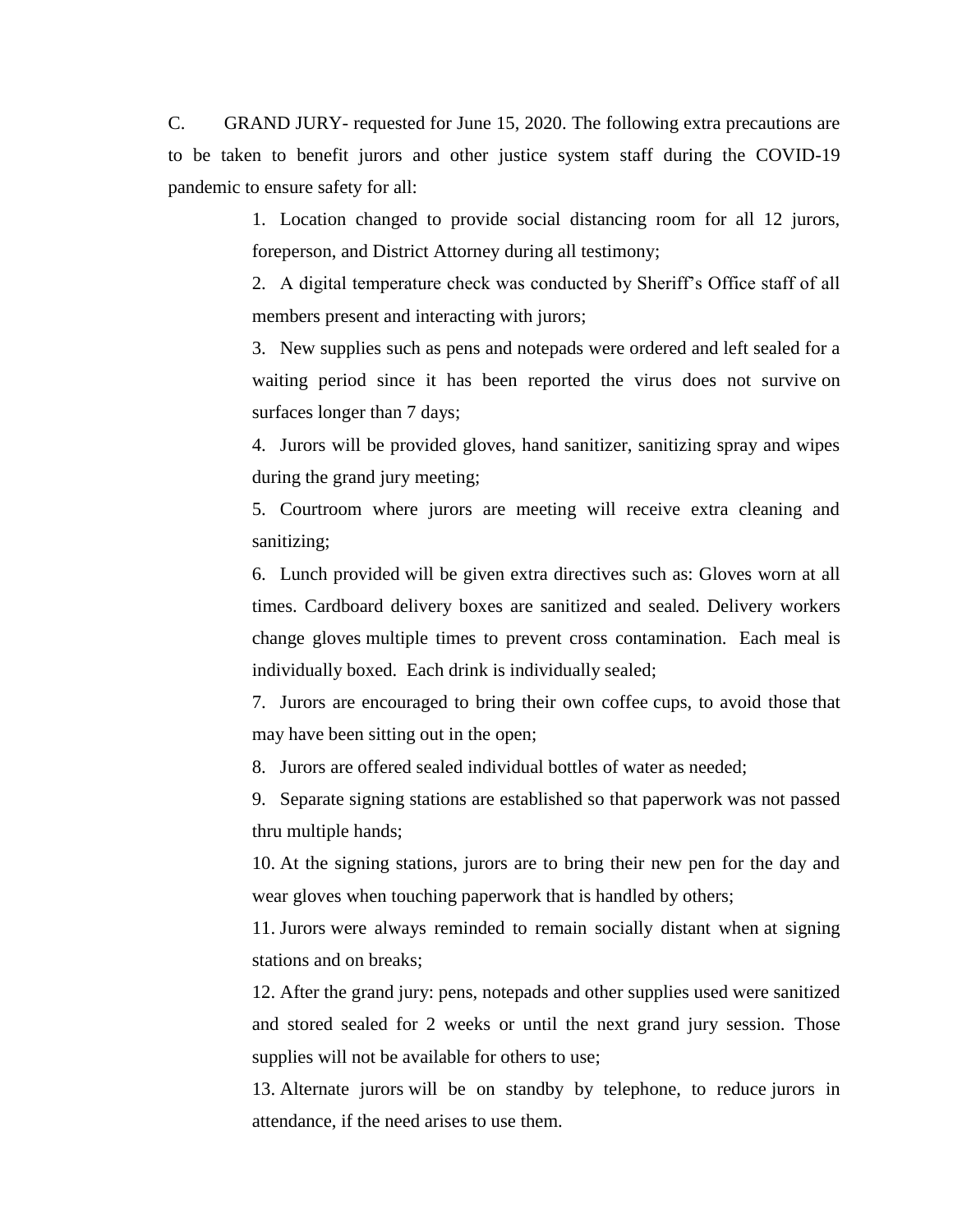C. GRAND JURY- requested for June 15, 2020. The following extra precautions are to be taken to benefit jurors and other justice system staff during the COVID-19 pandemic to ensure safety for all:

1. Location changed to provide social distancing room for all 12 jurors, foreperson, and District Attorney during all testimony;
2. A digital temperature check was conducted by Sheriff's Office staff of all members present and interacting with jurors;
3. New supplies such as pens and notepads were ordered and left sealed for a waiting period since it has been reported the virus does not survive on surfaces longer than 7 days;
4. Jurors will be provided gloves, hand sanitizer, sanitizing spray and wipes during the grand jury meeting;
5. Courtroom where jurors are meeting will receive extra cleaning and sanitizing;
6. Lunch provided will be given extra directives such as: Gloves worn at all times. Cardboard delivery boxes are sanitized and sealed. Delivery workers change gloves multiple times to prevent cross contamination. Each meal is individually boxed. Each drink is individually sealed;
7. Jurors are encouraged to bring their own coffee cups, to avoid those that may have been sitting out in the open;
8. Jurors are offered sealed individual bottles of water as needed;
9. Separate signing stations are established so that paperwork was not passed thru multiple hands;
10. At the signing stations, jurors are to bring their new pen for the day and wear gloves when touching paperwork that is handled by others;
11. Jurors were always reminded to remain socially distant when at signing stations and on breaks;
12. After the grand jury: pens, notepads and other supplies used were sanitized and stored sealed for 2 weeks or until the next grand jury session. Those supplies will not be available for others to use;
13. Alternate jurors will be on standby by telephone, to reduce jurors in attendance, if the need arises to use them.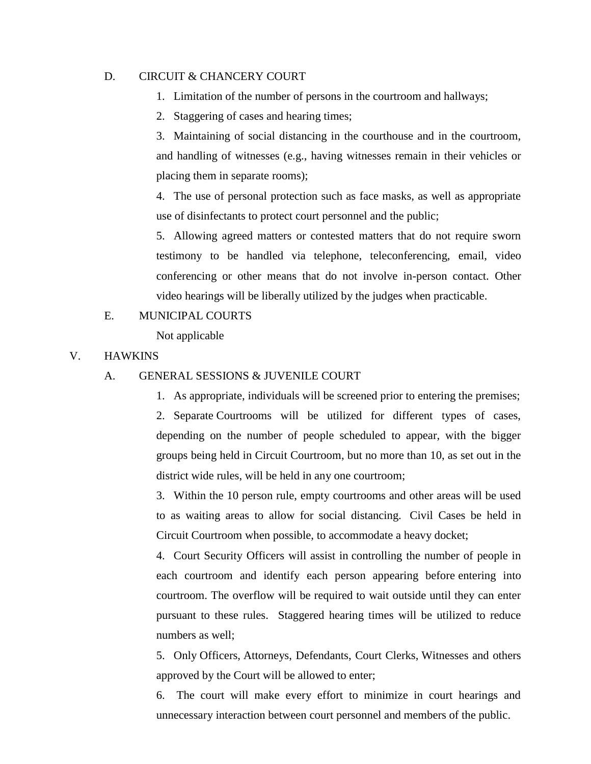D. CIRCUIT & CHANCERY COURT

1. Limitation of the number of persons in the courtroom and hallways;

2. Staggering of cases and hearing times;

3. Maintaining of social distancing in the courthouse and in the courtroom, and handling of witnesses (e.g., having witnesses remain in their vehicles or placing them in separate rooms);

4. The use of personal protection such as face masks, as well as appropriate use of disinfectants to protect court personnel and the public;

5. Allowing agreed matters or contested matters that do not require sworn testimony to be handled via telephone, teleconferencing, email, video conferencing or other means that do not involve in-person contact. Other video hearings will be liberally utilized by the judges when practicable.

E. MUNICIPAL COURTS

Not applicable

V. HAWKINS

A. GENERAL SESSIONS & JUVENILE COURT

1. As appropriate, individuals will be screened prior to entering the premises;

2. Separate Courtrooms will be utilized for different types of cases, depending on the number of people scheduled to appear, with the bigger groups being held in Circuit Courtroom, but no more than 10, as set out in the district wide rules, will be held in any one courtroom;

3. Within the 10 person rule, empty courtrooms and other areas will be used to as waiting areas to allow for social distancing. Civil Cases be held in Circuit Courtroom when possible, to accommodate a heavy docket;

4. Court Security Officers will assist in controlling the number of people in each courtroom and identify each person appearing before entering into courtroom. The overflow will be required to wait outside until they can enter pursuant to these rules. Staggered hearing times will be utilized to reduce numbers as well;

5. Only Officers, Attorneys, Defendants, Court Clerks, Witnesses and others approved by the Court will be allowed to enter;

6. The court will make every effort to minimize in court hearings and unnecessary interaction between court personnel and members of the public.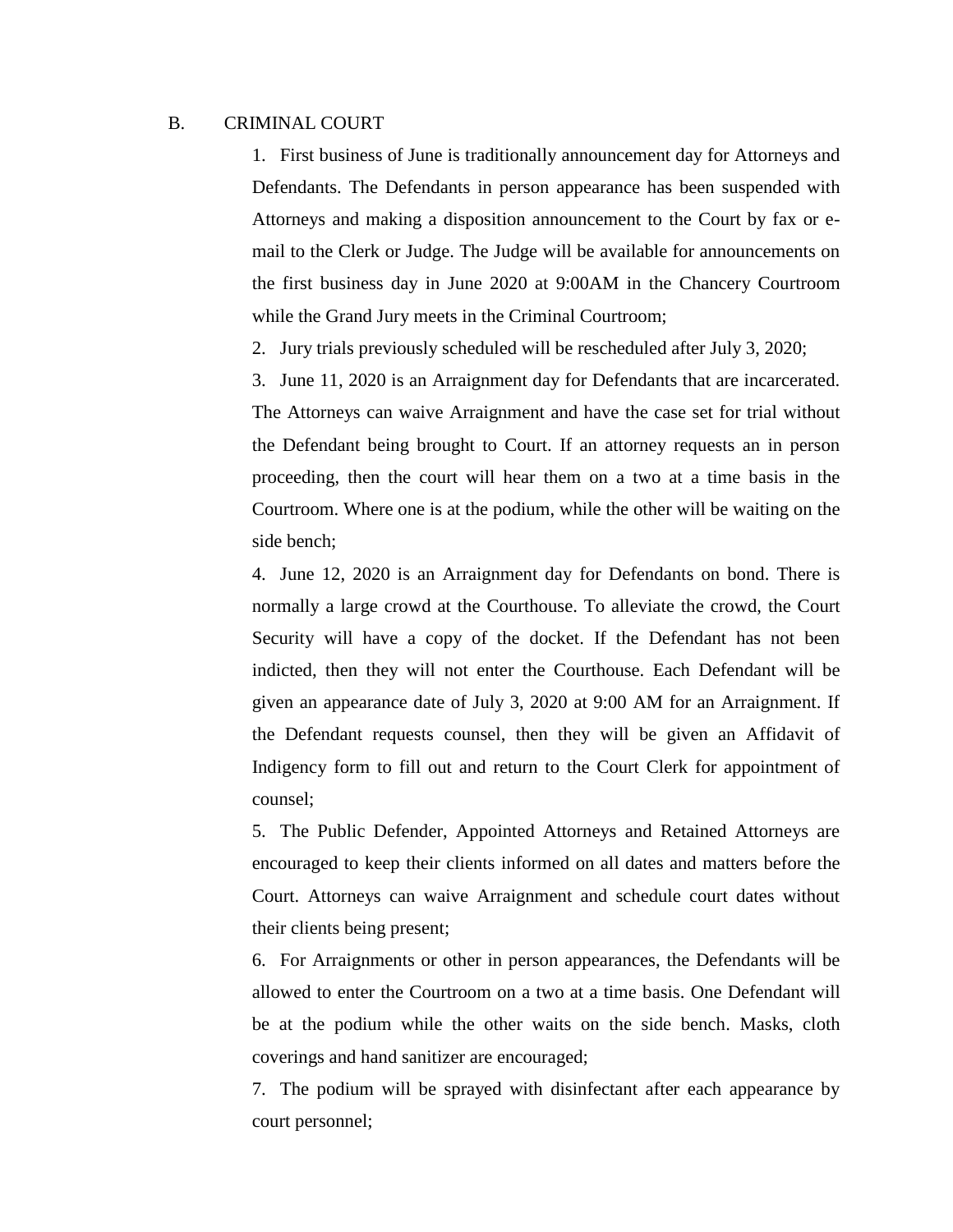## B. CRIMINAL COURT

1. First business of June is traditionally announcement day for Attorneys and Defendants. The Defendants in person appearance has been suspended with Attorneys and making a disposition announcement to the Court by fax or e-mail to the Clerk or Judge. The Judge will be available for announcements on the first business day in June 2020 at 9:00AM in the Chancery Courtroom while the Grand Jury meets in the Criminal Courtroom;
2. Jury trials previously scheduled will be rescheduled after July 3, 2020;
3. June 11, 2020 is an Arraignment day for Defendants that are incarcerated. The Attorneys can waive Arraignment and have the case set for trial without the Defendant being brought to Court. If an attorney requests an in person proceeding, then the court will hear them on a two at a time basis in the Courtroom. Where one is at the podium, while the other will be waiting on the side bench;
4. June 12, 2020 is an Arraignment day for Defendants on bond. There is normally a large crowd at the Courthouse. To alleviate the crowd, the Court Security will have a copy of the docket. If the Defendant has not been indicted, then they will not enter the Courthouse. Each Defendant will be given an appearance date of July 3, 2020 at 9:00 AM for an Arraignment. If the Defendant requests counsel, then they will be given an Affidavit of Indigency form to fill out and return to the Court Clerk for appointment of counsel;
5. The Public Defender, Appointed Attorneys and Retained Attorneys are encouraged to keep their clients informed on all dates and matters before the Court. Attorneys can waive Arraignment and schedule court dates without their clients being present;
6. For Arraignments or other in person appearances, the Defendants will be allowed to enter the Courtroom on a two at a time basis. One Defendant will be at the podium while the other waits on the side bench. Masks, cloth coverings and hand sanitizer are encouraged;
7. The podium will be sprayed with disinfectant after each appearance by court personnel;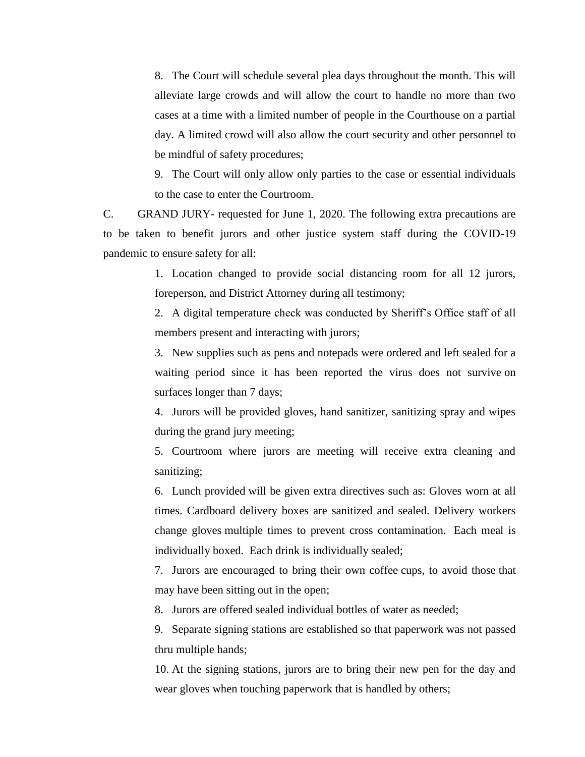8. The Court will schedule several plea days throughout the month. This will alleviate large crowds and will allow the court to handle no more than two cases at a time with a limited number of people in the Courthouse on a partial day. A limited crowd will also allow the court security and other personnel to be mindful of safety procedures;

9. The Court will only allow only parties to the case or essential individuals to the case to enter the Courtroom.

C. GRAND JURY- requested for June 1, 2020. The following extra precautions are to be taken to benefit jurors and other justice system staff during the COVID-19 pandemic to ensure safety for all:

1. Location changed to provide social distancing room for all 12 jurors, foreperson, and District Attorney during all testimony;

2. A digital temperature check was conducted by Sheriff's Office staff of all members present and interacting with jurors;

3. New supplies such as pens and notepads were ordered and left sealed for a waiting period since it has been reported the virus does not survive on surfaces longer than 7 days;

4. Jurors will be provided gloves, hand sanitizer, sanitizing spray and wipes during the grand jury meeting;

5. Courtroom where jurors are meeting will receive extra cleaning and sanitizing;

6. Lunch provided will be given extra directives such as: Gloves worn at all times. Cardboard delivery boxes are sanitized and sealed. Delivery workers change gloves multiple times to prevent cross contamination. Each meal is individually boxed. Each drink is individually sealed;

7. Jurors are encouraged to bring their own coffee cups, to avoid those that may have been sitting out in the open;

8. Jurors are offered sealed individual bottles of water as needed;

9. Separate signing stations are established so that paperwork was not passed thru multiple hands;

10. At the signing stations, jurors are to bring their new pen for the day and wear gloves when touching paperwork that is handled by others;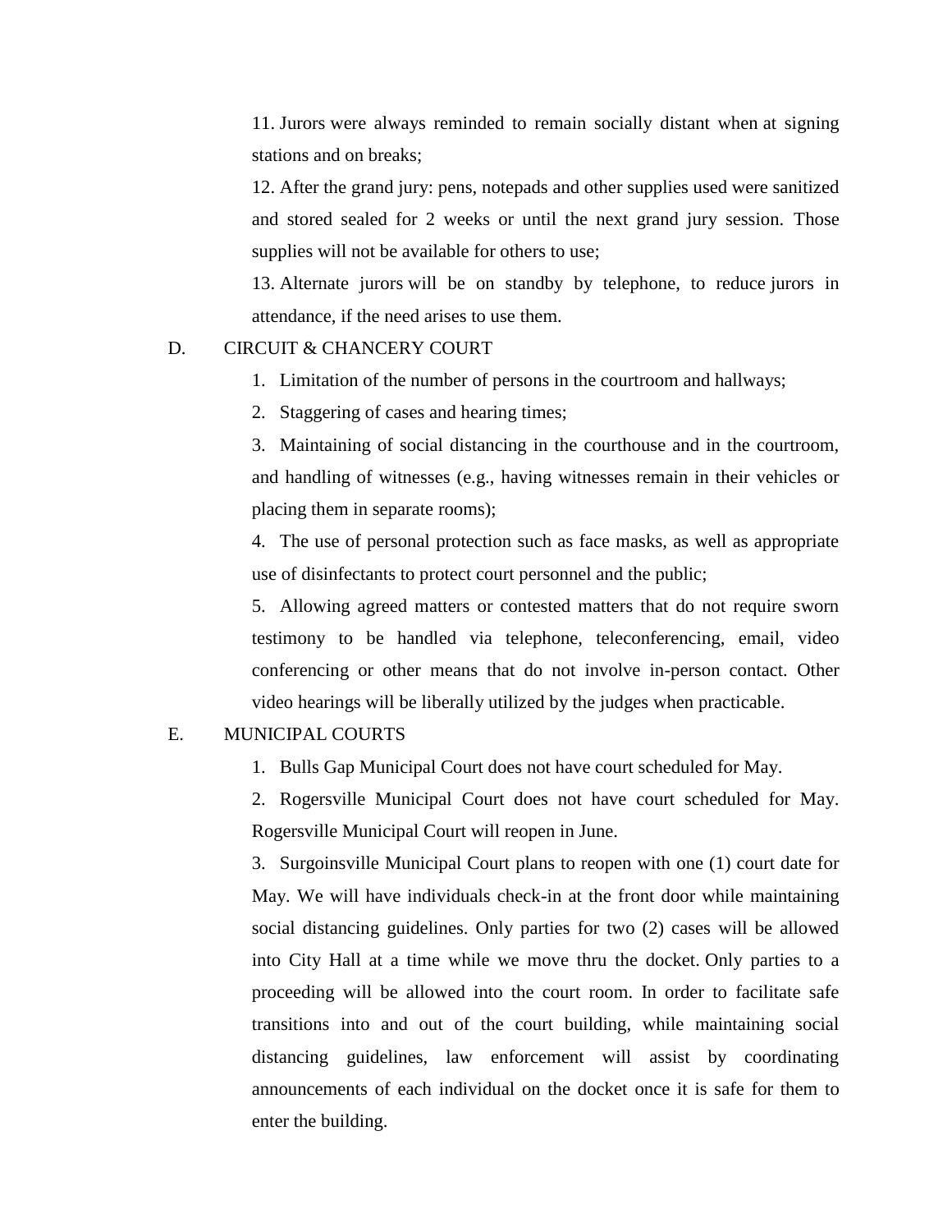11. Jurors were always reminded to remain socially distant when at signing stations and on breaks;

12. After the grand jury: pens, notepads and other supplies used were sanitized and stored sealed for 2 weeks or until the next grand jury session. Those supplies will not be available for others to use;

13. Alternate jurors will be on standby by telephone, to reduce jurors in attendance, if the need arises to use them.

D. CIRCUIT & CHANCERY COURT

1. Limitation of the number of persons in the courtroom and hallways;

2. Staggering of cases and hearing times;

3. Maintaining of social distancing in the courthouse and in the courtroom, and handling of witnesses (e.g., having witnesses remain in their vehicles or placing them in separate rooms);

4. The use of personal protection such as face masks, as well as appropriate use of disinfectants to protect court personnel and the public;

5. Allowing agreed matters or contested matters that do not require sworn testimony to be handled via telephone, teleconferencing, email, video conferencing or other means that do not involve in-person contact. Other video hearings will be liberally utilized by the judges when practicable.

E. MUNICIPAL COURTS

1. Bulls Gap Municipal Court does not have court scheduled for May.

2. Rogersville Municipal Court does not have court scheduled for May. Rogersville Municipal Court will reopen in June.

3. Surgoinsville Municipal Court plans to reopen with one (1) court date for May. We will have individuals check-in at the front door while maintaining social distancing guidelines. Only parties for two (2) cases will be allowed into City Hall at a time while we move thru the docket. Only parties to a proceeding will be allowed into the court room. In order to facilitate safe transitions into and out of the court building, while maintaining social distancing guidelines, law enforcement will assist by coordinating announcements of each individual on the docket once it is safe for them to enter the building.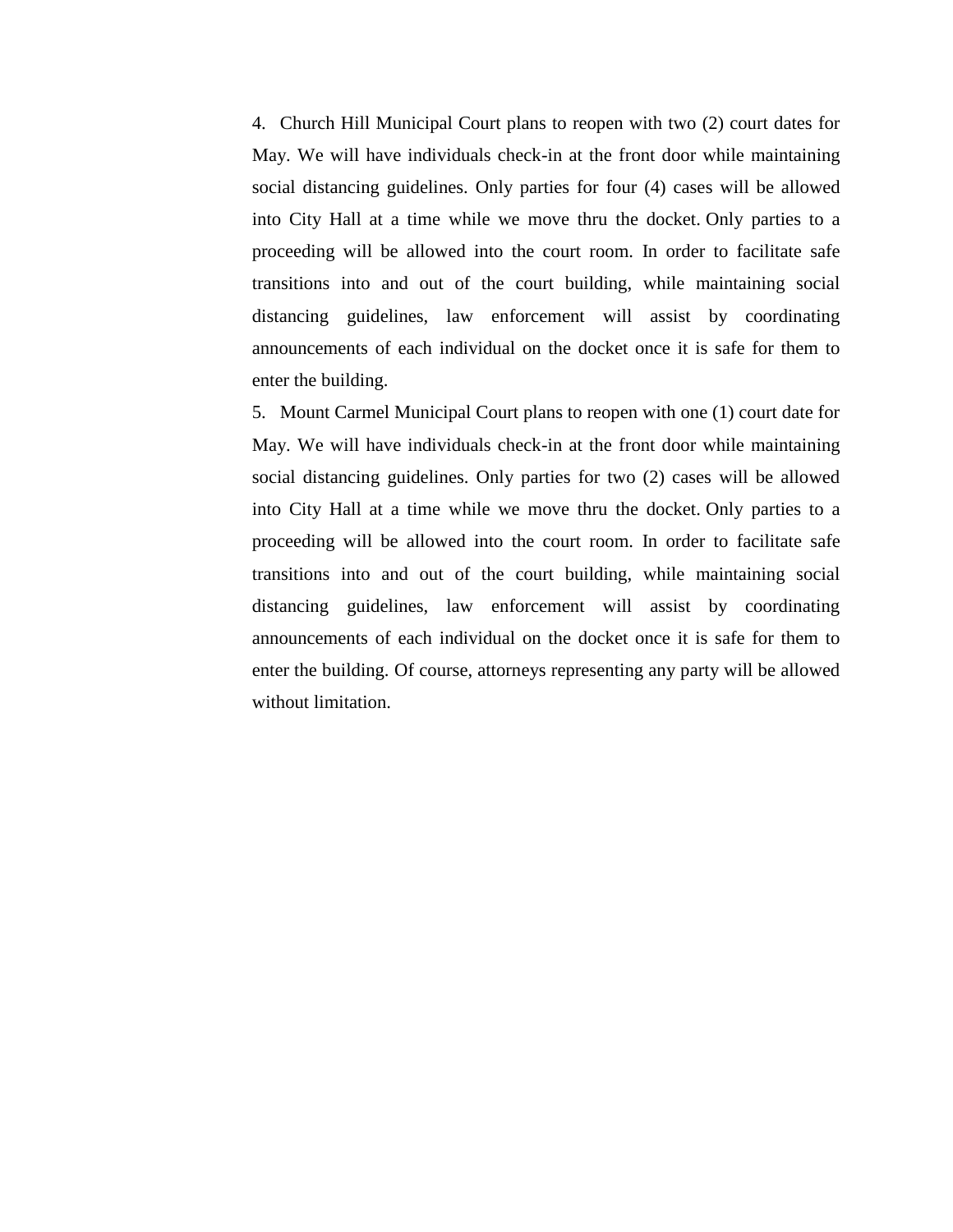4. Church Hill Municipal Court plans to reopen with two (2) court dates for May. We will have individuals check-in at the front door while maintaining social distancing guidelines. Only parties for four (4) cases will be allowed into City Hall at a time while we move thru the docket. Only parties to a proceeding will be allowed into the court room. In order to facilitate safe transitions into and out of the court building, while maintaining social distancing guidelines, law enforcement will assist by coordinating announcements of each individual on the docket once it is safe for them to enter the building.

5. Mount Carmel Municipal Court plans to reopen with one (1) court date for May. We will have individuals check-in at the front door while maintaining social distancing guidelines. Only parties for two (2) cases will be allowed into City Hall at a time while we move thru the docket. Only parties to a proceeding will be allowed into the court room. In order to facilitate safe transitions into and out of the court building, while maintaining social distancing guidelines, law enforcement will assist by coordinating announcements of each individual on the docket once it is safe for them to enter the building. Of course, attorneys representing any party will be allowed without limitation.